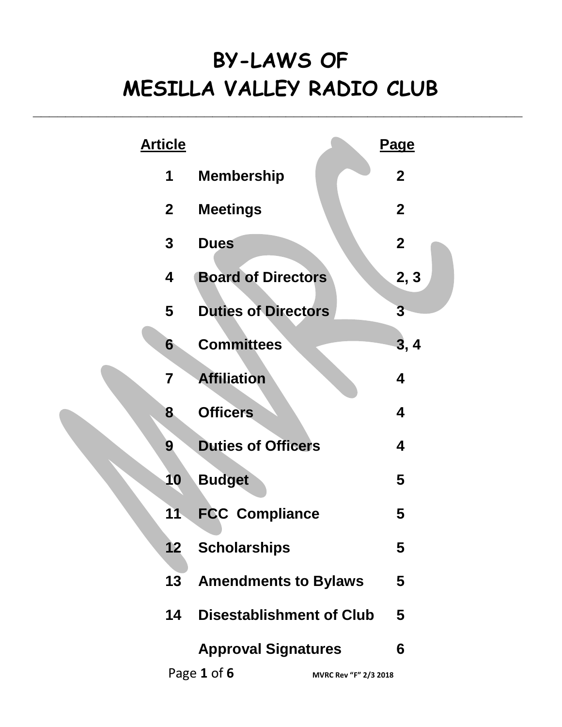# BY-LAWS OF
# MESILLA VALLEY RADIO CLUB

| Article | | Page |
|---|---|---|
| 1 | Membership | 2 |
| 2 | Meetings | 2 |
| 3 | Dues | 2 |
| 4 | Board of Directors | 2, 3 |
| 5 | Duties of Directors | 3 |
| 6 | Committees | 3, 4 |
| 7 | Affiliation | 4 |
| 8 | Officers | 4 |
| 9 | Duties of Officers | 4 |
| 10 | Budget | 5 |
| 11 | FCC Compliance | 5 |
| 12 | Scholarships | 5 |
| 13 | Amendments to Bylaws | 5 |
| 14 | Disestablishment of Club | 5 |
| | Approval Signatures | 6 |

MVRC Rev "F" 2/3 2018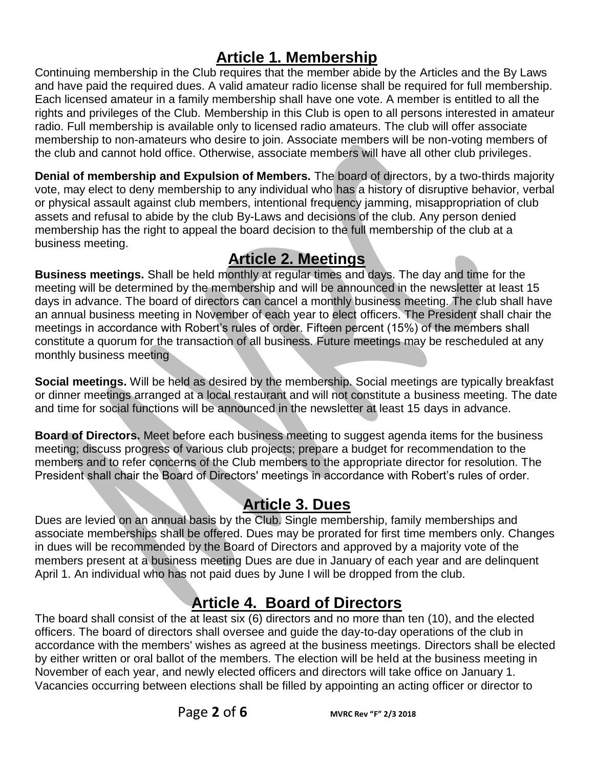# Article 1. Membership

Continuing membership in the Club requires that the member abide by the Articles and the By Laws and have paid the required dues. A valid amateur radio license shall be required for full membership. Each licensed amateur in a family membership shall have one vote. A member is entitled to all the rights and privileges of the Club. Membership in this Club is open to all persons interested in amateur radio. Full membership is available only to licensed radio amateurs. The club will offer associate membership to non-amateurs who desire to join. Associate members will be non-voting members of the club and cannot hold office. Otherwise, associate members will have all other club privileges.

**Denial of membership and Expulsion of Members.** The board of directors, by a two-thirds majority vote, may elect to deny membership to any individual who has a history of disruptive behavior, verbal or physical assault against club members, intentional frequency jamming, misappropriation of club assets and refusal to abide by the club By-Laws and decisions of the club. Any person denied membership has the right to appeal the board decision to the full membership of the club at a business meeting.

# Article 2. Meetings

**Business meetings.** Shall be held monthly at regular times and days. The day and time for the meeting will be determined by the membership and will be announced in the newsletter at least 15 days in advance. The board of directors can cancel a monthly business meeting. The club shall have an annual business meeting in November of each year to elect officers. The President shall chair the meetings in accordance with Robert's rules of order. Fifteen percent (15%) of the members shall constitute a quorum for the transaction of all business. Future meetings may be rescheduled at any monthly business meeting

**Social meetings.** Will be held as desired by the membership. Social meetings are typically breakfast or dinner meetings arranged at a local restaurant and will not constitute a business meeting. The date and time for social functions will be announced in the newsletter at least 15 days in advance.

**Board of Directors.** Meet before each business meeting to suggest agenda items for the business meeting; discuss progress of various club projects; prepare a budget for recommendation to the members and to refer concerns of the Club members to the appropriate director for resolution. The President shall chair the Board of Directors' meetings in accordance with Robert's rules of order.

# Article 3. Dues

Dues are levied on an annual basis by the Club. Single membership, family memberships and associate memberships shall be offered. Dues may be prorated for first time members only. Changes in dues will be recommended by the Board of Directors and approved by a majority vote of the members present at a business meeting Dues are due in January of each year and are delinquent April 1. An individual who has not paid dues by June I will be dropped from the club.

# Article 4. Board of Directors

The board shall consist of the at least six (6) directors and no more than ten (10), and the elected officers. The board of directors shall oversee and guide the day-to-day operations of the club in accordance with the members' wishes as agreed at the business meetings. Directors shall be elected by either written or oral ballot of the members. The election will be held at the business meeting in November of each year, and newly elected officers and directors will take office on January 1. Vacancies occurring between elections shall be filled by appointing an acting officer or director to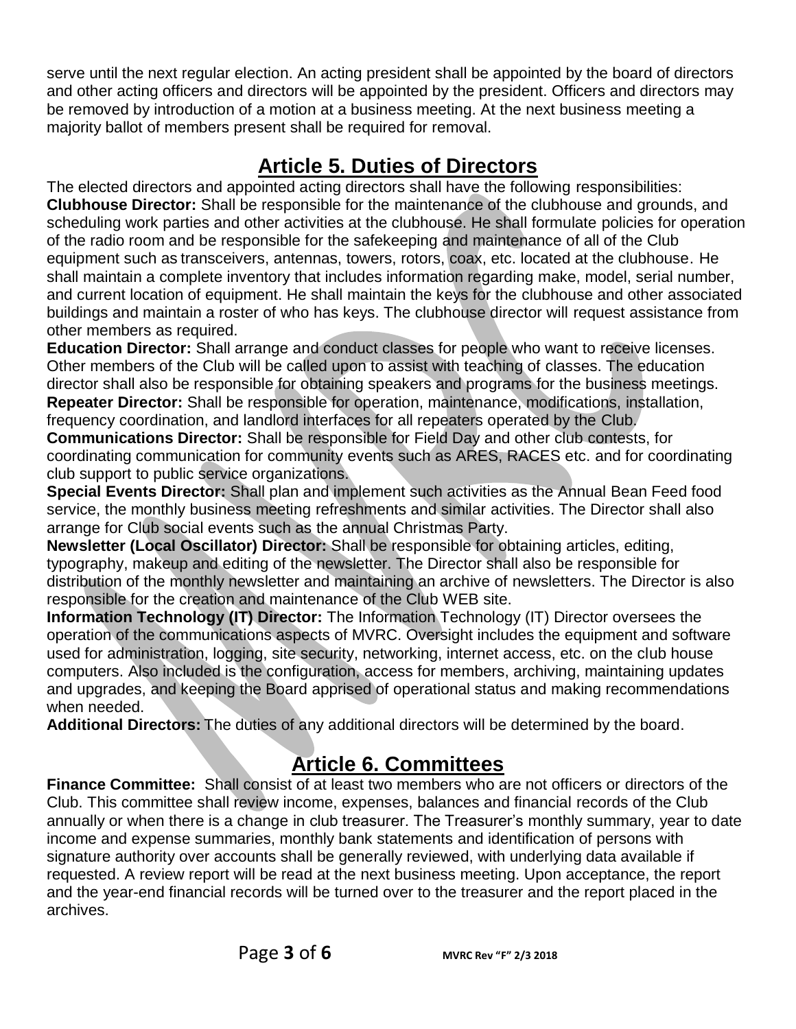serve until the next regular election. An acting president shall be appointed by the board of directors and other acting officers and directors will be appointed by the president. Officers and directors may be removed by introduction of a motion at a business meeting. At the next business meeting a majority ballot of members present shall be required for removal.

## Article 5. Duties of Directors

The elected directors and appointed acting directors shall have the following responsibilities:

**Clubhouse Director:** Shall be responsible for the maintenance of the clubhouse and grounds, and scheduling work parties and other activities at the clubhouse. He shall formulate policies for operation of the radio room and be responsible for the safekeeping and maintenance of all of the Club equipment such as transceivers, antennas, towers, rotors, coax, etc. located at the clubhouse. He shall maintain a complete inventory that includes information regarding make, model, serial number, and current location of equipment. He shall maintain the keys for the clubhouse and other associated buildings and maintain a roster of who has keys. The clubhouse director will request assistance from other members as required.

**Education Director:** Shall arrange and conduct classes for people who want to receive licenses. Other members of the Club will be called upon to assist with teaching of classes. The education director shall also be responsible for obtaining speakers and programs for the business meetings.

**Repeater Director:** Shall be responsible for operation, maintenance, modifications, installation, frequency coordination, and landlord interfaces for all repeaters operated by the Club.

**Communications Director:** Shall be responsible for Field Day and other club contests, for coordinating communication for community events such as ARES, RACES etc. and for coordinating club support to public service organizations.

**Special Events Director:** Shall plan and implement such activities as the Annual Bean Feed food service, the monthly business meeting refreshments and similar activities. The Director shall also arrange for Club social events such as the annual Christmas Party.

**Newsletter (Local Oscillator) Director:** Shall be responsible for obtaining articles, editing, typography, makeup and editing of the newsletter. The Director shall also be responsible for distribution of the monthly newsletter and maintaining an archive of newsletters. The Director is also responsible for the creation and maintenance of the Club WEB site.

**Information Technology (IT) Director:** The Information Technology (IT) Director oversees the operation of the communications aspects of MVRC. Oversight includes the equipment and software used for administration, logging, site security, networking, internet access, etc. on the club house computers. Also included is the configuration, access for members, archiving, maintaining updates and upgrades, and keeping the Board apprised of operational status and making recommendations when needed.

**Additional Directors:** The duties of any additional directors will be determined by the board.

## Article 6. Committees

**Finance Committee:** Shall consist of at least two members who are not officers or directors of the Club. This committee shall review income, expenses, balances and financial records of the Club annually or when there is a change in club treasurer. The Treasurer's monthly summary, year to date income and expense summaries, monthly bank statements and identification of persons with signature authority over accounts shall be generally reviewed, with underlying data available if requested. A review report will be read at the next business meeting. Upon acceptance, the report and the year-end financial records will be turned over to the treasurer and the report placed in the archives.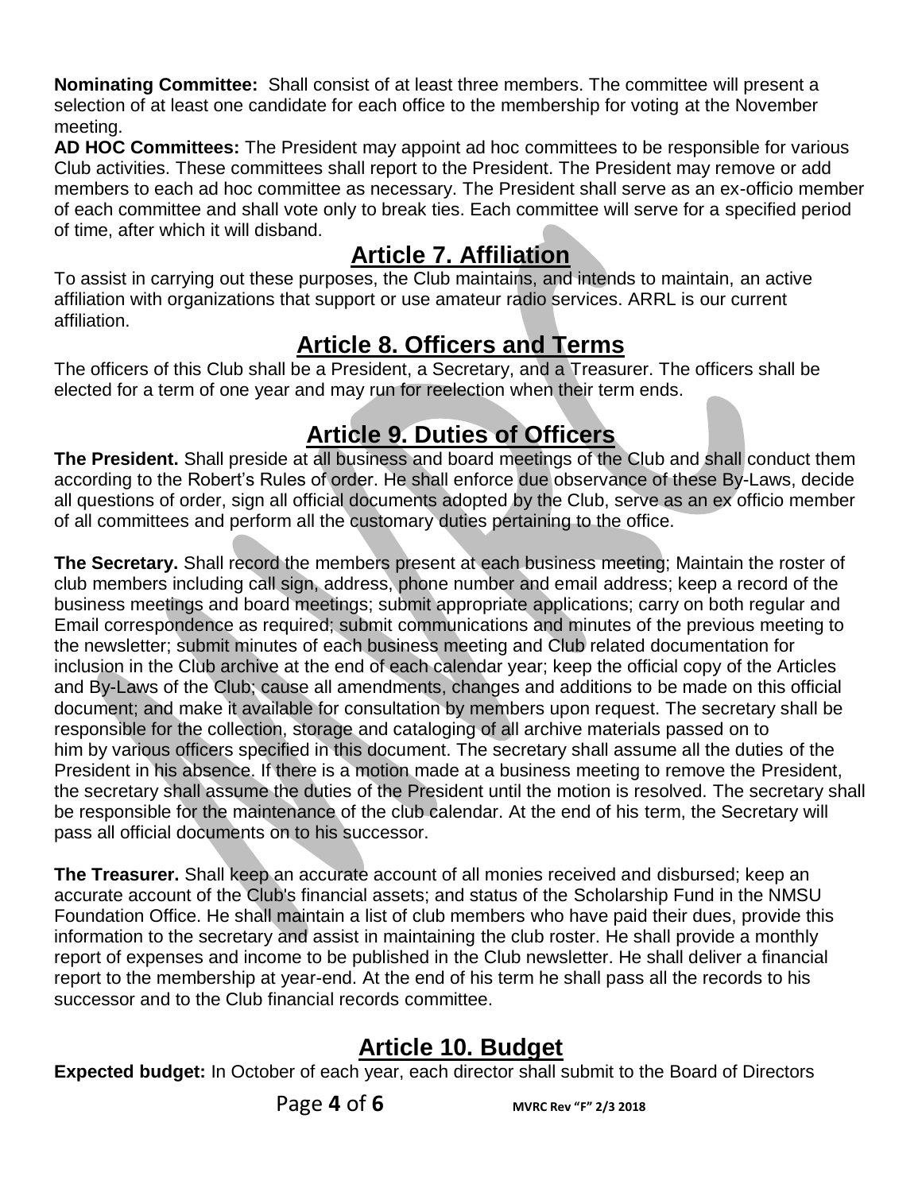**Nominating Committee:** Shall consist of at least three members. The committee will present a selection of at least one candidate for each office to the membership for voting at the November meeting.

**AD HOC Committees:** The President may appoint ad hoc committees to be responsible for various Club activities. These committees shall report to the President. The President may remove or add members to each ad hoc committee as necessary. The President shall serve as an ex-officio member of each committee and shall vote only to break ties. Each committee will serve for a specified period of time, after which it will disband.

# Article 7. Affiliation

To assist in carrying out these purposes, the Club maintains, and intends to maintain, an active affiliation with organizations that support or use amateur radio services. ARRL is our current affiliation.

# Article 8. Officers and Terms

The officers of this Club shall be a President, a Secretary, and a Treasurer. The officers shall be elected for a term of one year and may run for reelection when their term ends.

# Article 9. Duties of Officers

**The President.** Shall preside at all business and board meetings of the Club and shall conduct them according to the Robert's Rules of order. He shall enforce due observance of these By-Laws, decide all questions of order, sign all official documents adopted by the Club, serve as an ex officio member of all committees and perform all the customary duties pertaining to the office.

**The Secretary.** Shall record the members present at each business meeting; Maintain the roster of club members including call sign, address, phone number and email address; keep a record of the business meetings and board meetings; submit appropriate applications; carry on both regular and Email correspondence as required; submit communications and minutes of the previous meeting to the newsletter; submit minutes of each business meeting and Club related documentation for inclusion in the Club archive at the end of each calendar year; keep the official copy of the Articles and By-Laws of the Club; cause all amendments, changes and additions to be made on this official document; and make it available for consultation by members upon request. The secretary shall be responsible for the collection, storage and cataloging of all archive materials passed on to him by various officers specified in this document. The secretary shall assume all the duties of the President in his absence. If there is a motion made at a business meeting to remove the President, the secretary shall assume the duties of the President until the motion is resolved. The secretary shall be responsible for the maintenance of the club calendar. At the end of his term, the Secretary will pass all official documents on to his successor.

**The Treasurer.** Shall keep an accurate account of all monies received and disbursed; keep an accurate account of the Club's financial assets; and status of the Scholarship Fund in the NMSU Foundation Office. He shall maintain a list of club members who have paid their dues, provide this information to the secretary and assist in maintaining the club roster. He shall provide a monthly report of expenses and income to be published in the Club newsletter. He shall deliver a financial report to the membership at year-end. At the end of his term he shall pass all the records to his successor and to the Club financial records committee.

# Article 10. Budget

**Expected budget:** In October of each year, each director shall submit to the Board of Directors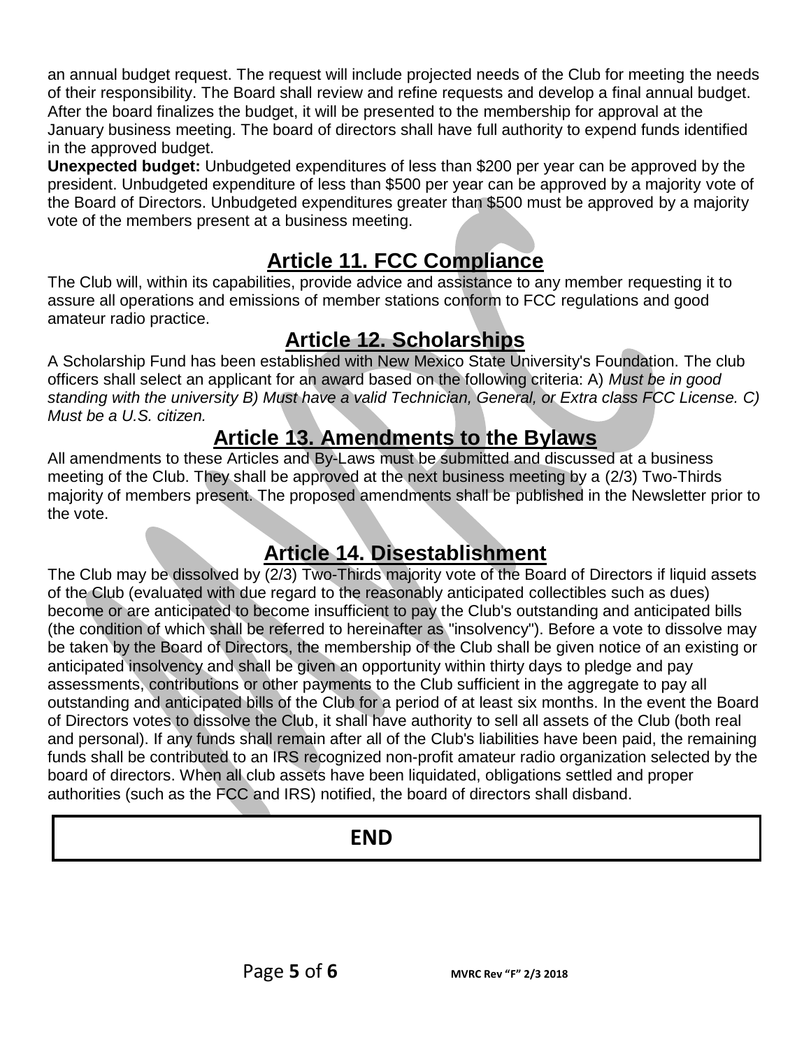an annual budget request. The request will include projected needs of the Club for meeting the needs of their responsibility. The Board shall review and refine requests and develop a final annual budget. After the board finalizes the budget, it will be presented to the membership for approval at the January business meeting. The board of directors shall have full authority to expend funds identified in the approved budget.

**Unexpected budget:** Unbudgeted expenditures of less than $200 per year can be approved by the president. Unbudgeted expenditure of less than $500 per year can be approved by a majority vote of the Board of Directors. Unbudgeted expenditures greater than $500 must be approved by a majority vote of the members present at a business meeting.

## Article 11. FCC Compliance

The Club will, within its capabilities, provide advice and assistance to any member requesting it to assure all operations and emissions of member stations conform to FCC regulations and good amateur radio practice.

## Article 12. Scholarships

A Scholarship Fund has been established with New Mexico State University's Foundation. The club officers shall select an applicant for an award based on the following criteria: A) *Must be in good standing with the university B) Must have a valid Technician, General, or Extra class FCC License. C) Must be a U.S. citizen.*

## Article 13. Amendments to the Bylaws

All amendments to these Articles and By-Laws must be submitted and discussed at a business meeting of the Club. They shall be approved at the next business meeting by a (2/3) Two-Thirds majority of members present. The proposed amendments shall be published in the Newsletter prior to the vote.

## Article 14. Disestablishment

The Club may be dissolved by (2/3) Two-Thirds majority vote of the Board of Directors if liquid assets of the Club (evaluated with due regard to the reasonably anticipated collectibles such as dues) become or are anticipated to become insufficient to pay the Club's outstanding and anticipated bills (the condition of which shall be referred to hereinafter as "insolvency"). Before a vote to dissolve may be taken by the Board of Directors, the membership of the Club shall be given notice of an existing or anticipated insolvency and shall be given an opportunity within thirty days to pledge and pay assessments, contributions or other payments to the Club sufficient in the aggregate to pay all outstanding and anticipated bills of the Club for a period of at least six months. In the event the Board of Directors votes to dissolve the Club, it shall have authority to sell all assets of the Club (both real and personal). If any funds shall remain after all of the Club's liabilities have been paid, the remaining funds shall be contributed to an IRS recognized non-profit amateur radio organization selected by the board of directors. When all club assets have been liquidated, obligations settled and proper authorities (such as the FCC and IRS) notified, the board of directors shall disband.

**END**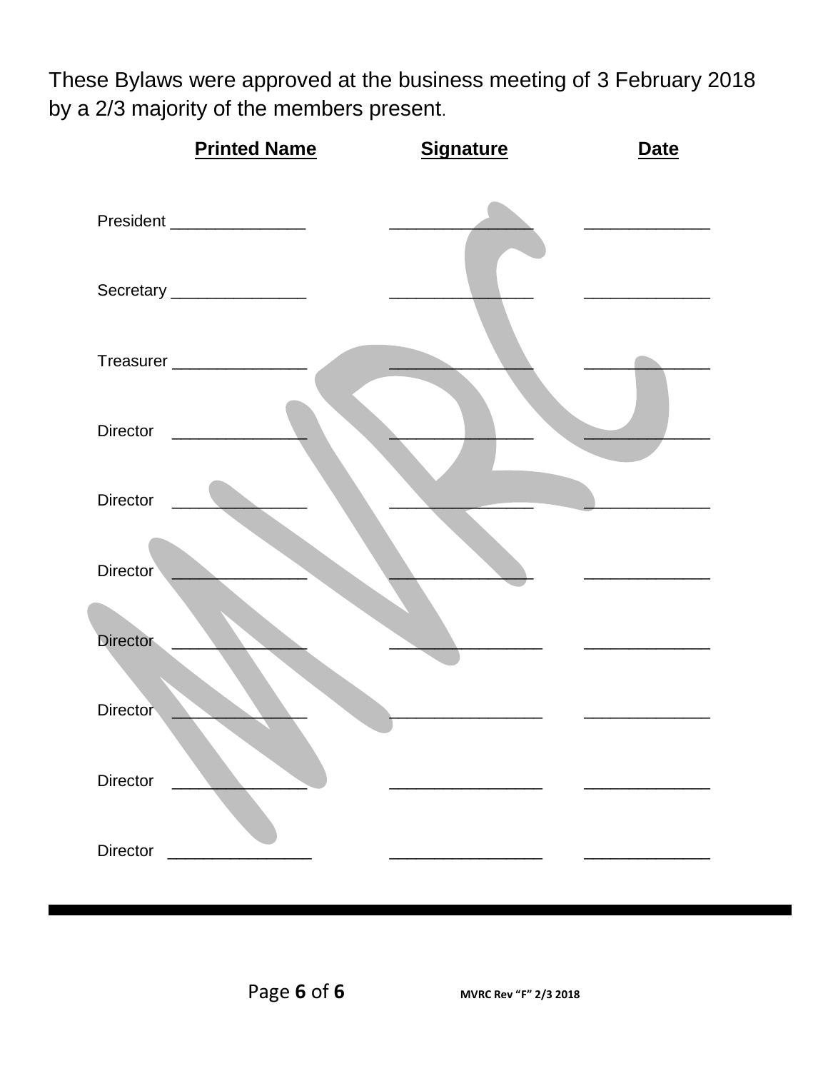These Bylaws were approved at the business meeting of 3 February 2018 by a 2/3 majority of the members present.

| Printed Name | Signature | Date |
| --- | --- | --- |
| President _______________ | _______________ | _______________ |
| Secretary _______________ | _______________ | _______________ |
| Treasurer _______________ | _______________ | _______________ |
| Director _______________ | _______________ | _______________ |
| Director _______________ | _______________ | _______________ |
| Director _______________ | _______________ | _______________ |
| Director _______________ | _______________ | _______________ |
| Director _______________ | _______________ | _______________ |
| Director _______________ | _______________ | _______________ |
| Director _______________ | _______________ | _______________ |

MVRC Rev "F" 2/3 2018